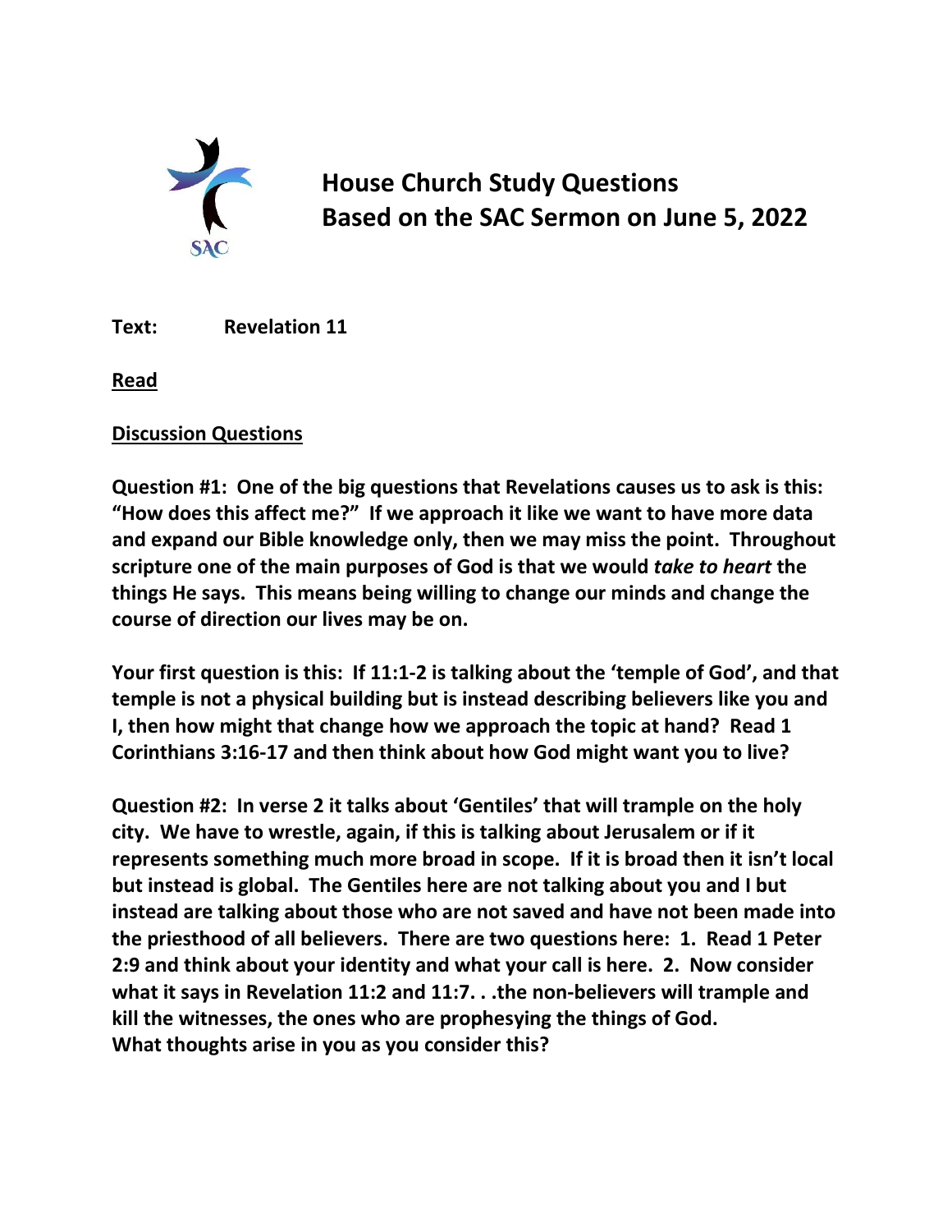# House Church Study Questions
# Based on the SAC Sermon on June 5, 2022

**Text:** **Revelation 11**

**Read**

**Discussion Questions**

**Question #1: One of the big questions that Revelations causes us to ask is this: "How does this affect me?" If we approach it like we want to have more data and expand our Bible knowledge only, then we may miss the point. Throughout scripture one of the main purposes of God is that we would *take to heart* the things He says. This means being willing to change our minds and change the course of direction our lives may be on.**

**Your first question is this: If 11:1-2 is talking about the 'temple of God', and that temple is not a physical building but is instead describing believers like you and I, then how might that change how we approach the topic at hand? Read 1 Corinthians 3:16-17 and then think about how God might want you to live?**

**Question #2: In verse 2 it talks about 'Gentiles' that will trample on the holy city. We have to wrestle, again, if this is talking about Jerusalem or if it represents something much more broad in scope. If it is broad then it isn't local but instead is global. The Gentiles here are not talking about you and I but instead are talking about those who are not saved and have not been made into the priesthood of all believers. There are two questions here: 1. Read 1 Peter 2:9 and think about your identity and what your call is here. 2. Now consider what it says in Revelation 11:2 and 11:7. . .the non-believers will trample and kill the witnesses, the ones who are prophesying the things of God. What thoughts arise in you as you consider this?**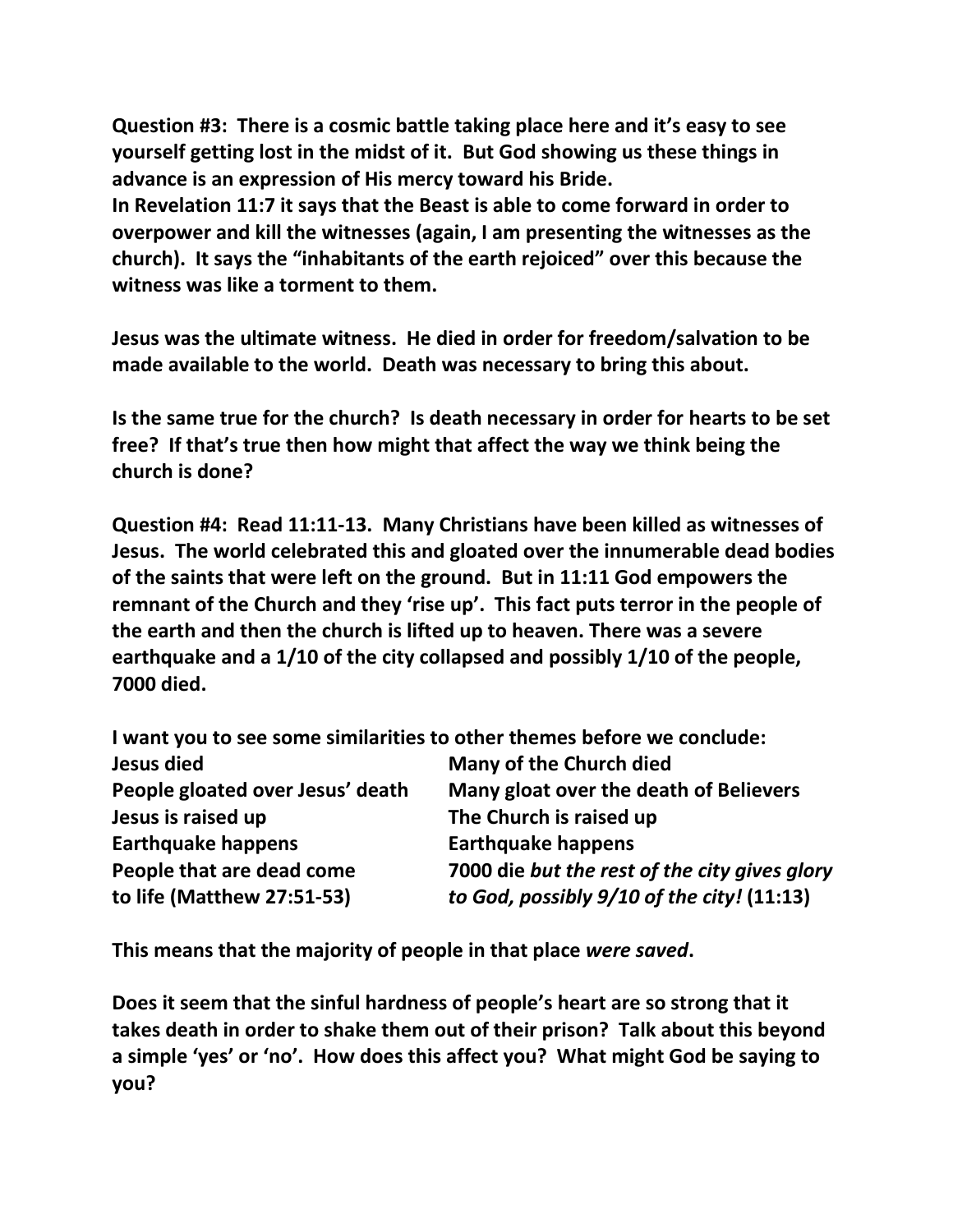**Question #3: There is a cosmic battle taking place here and it's easy to see yourself getting lost in the midst of it. But God showing us these things in advance is an expression of His mercy toward his Bride.**
**In Revelation 11:7 it says that the Beast is able to come forward in order to overpower and kill the witnesses (again, I am presenting the witnesses as the church). It says the "inhabitants of the earth rejoiced" over this because the witness was like a torment to them.**

**Jesus was the ultimate witness. He died in order for freedom/salvation to be made available to the world. Death was necessary to bring this about.**

**Is the same true for the church? Is death necessary in order for hearts to be set free? If that's true then how might that affect the way we think being the church is done?**

**Question #4: Read 11:11-13. Many Christians have been killed as witnesses of Jesus. The world celebrated this and gloated over the innumerable dead bodies of the saints that were left on the ground. But in 11:11 God empowers the remnant of the Church and they 'rise up'. This fact puts terror in the people of the earth and then the church is lifted up to heaven. There was a severe earthquake and a 1/10 of the city collapsed and possibly 1/10 of the people, 7000 died.**

**I want you to see some similarities to other themes before we conclude:**

| | |
|---|---|
| **Jesus died** | **Many of the Church died** |
| **People gloated over Jesus' death** | **Many gloat over the death of Believers** |
| **Jesus is raised up** | **The Church is raised up** |
| **Earthquake happens** | **Earthquake happens** |
| **People that are dead come to life (Matthew 27:51-53)** | **7000 die *but the rest of the city gives glory to God, possibly 9/10 of the city!* (11:13)** |

**This means that the majority of people in that place *were saved*.**

**Does it seem that the sinful hardness of people's heart are so strong that it takes death in order to shake them out of their prison? Talk about this beyond a simple 'yes' or 'no'. How does this affect you? What might God be saying to you?**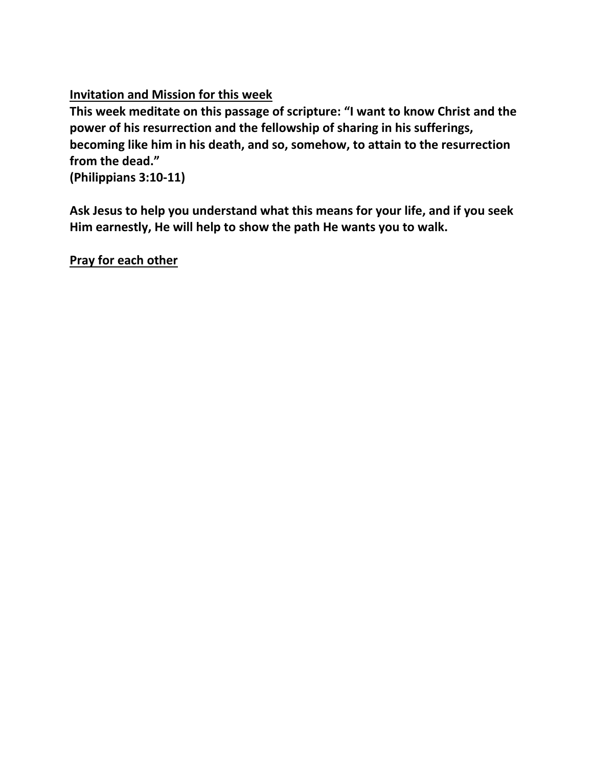**Invitation and Mission for this week**

**This week meditate on this passage of scripture: "I want to know Christ and the power of his resurrection and the fellowship of sharing in his sufferings, becoming like him in his death, and so, somehow, to attain to the resurrection from the dead."**
**(Philippians 3:10-11)**

**Ask Jesus to help you understand what this means for your life, and if you seek Him earnestly, He will help to show the path He wants you to walk.**

**Pray for each other**